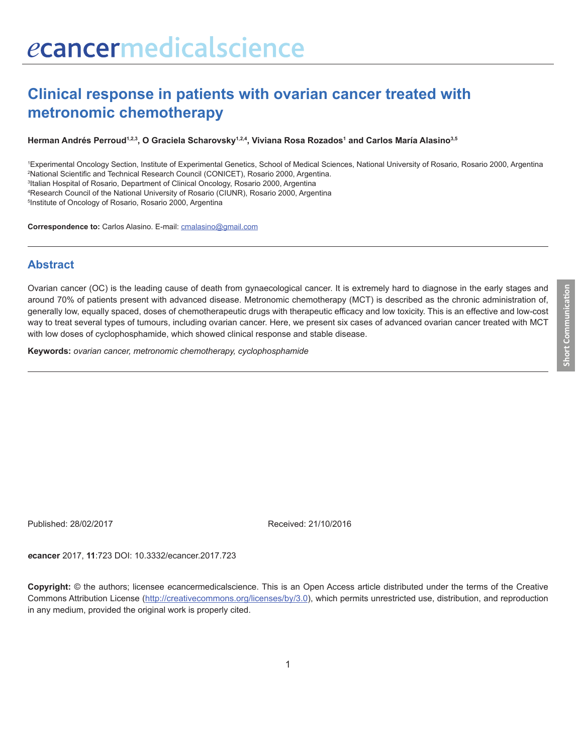# Clinical response in patients with ovarian cancer treated with metronomic chemotherapy

**Herman Andrés Perroud[1,2,3], O Graciela Scharovsky[1,2,4], Viviana Rosa Rozados[1] and Carlos María Alasino[3,5]**

[1]Experimental Oncology Section, Institute of Experimental Genetics, School of Medical Sciences, National University of Rosario, Rosario 2000, Argentina
[2]National Scientific and Technical Research Council (CONICET), Rosario 2000, Argentina.
[3]Italian Hospital of Rosario, Department of Clinical Oncology, Rosario 2000, Argentina
[4]Research Council of the National University of Rosario (CIUNR), Rosario 2000, Argentina
[5]Institute of Oncology of Rosario, Rosario 2000, Argentina

**Correspondence to:** Carlos Alasino. E-mail: cmalasino@gmail.com

## Abstract

Ovarian cancer (OC) is the leading cause of death from gynaecological cancer. It is extremely hard to diagnose in the early stages and around 70% of patients present with advanced disease. Metronomic chemotherapy (MCT) is described as the chronic administration of, generally low, equally spaced, doses of chemotherapeutic drugs with therapeutic efficacy and low toxicity. This is an effective and low-cost way to treat several types of tumours, including ovarian cancer. Here, we present six cases of advanced ovarian cancer treated with MCT with low doses of cyclophosphamide, which showed clinical response and stable disease.

**Keywords:** *ovarian cancer, metronomic chemotherapy, cyclophosphamide*

Published: 28/02/2017 Received: 21/10/2016

***e*cancer** 2017, **11**:723 DOI: 10.3332/ecancer.2017.723

**Copyright:** © the authors; licensee *e*cancermedicalscience. This is an Open Access article distributed under the terms of the Creative Commons Attribution License (http://creativecommons.org/licenses/by/3.0), which permits unrestricted use, distribution, and reproduction in any medium, provided the original work is properly cited.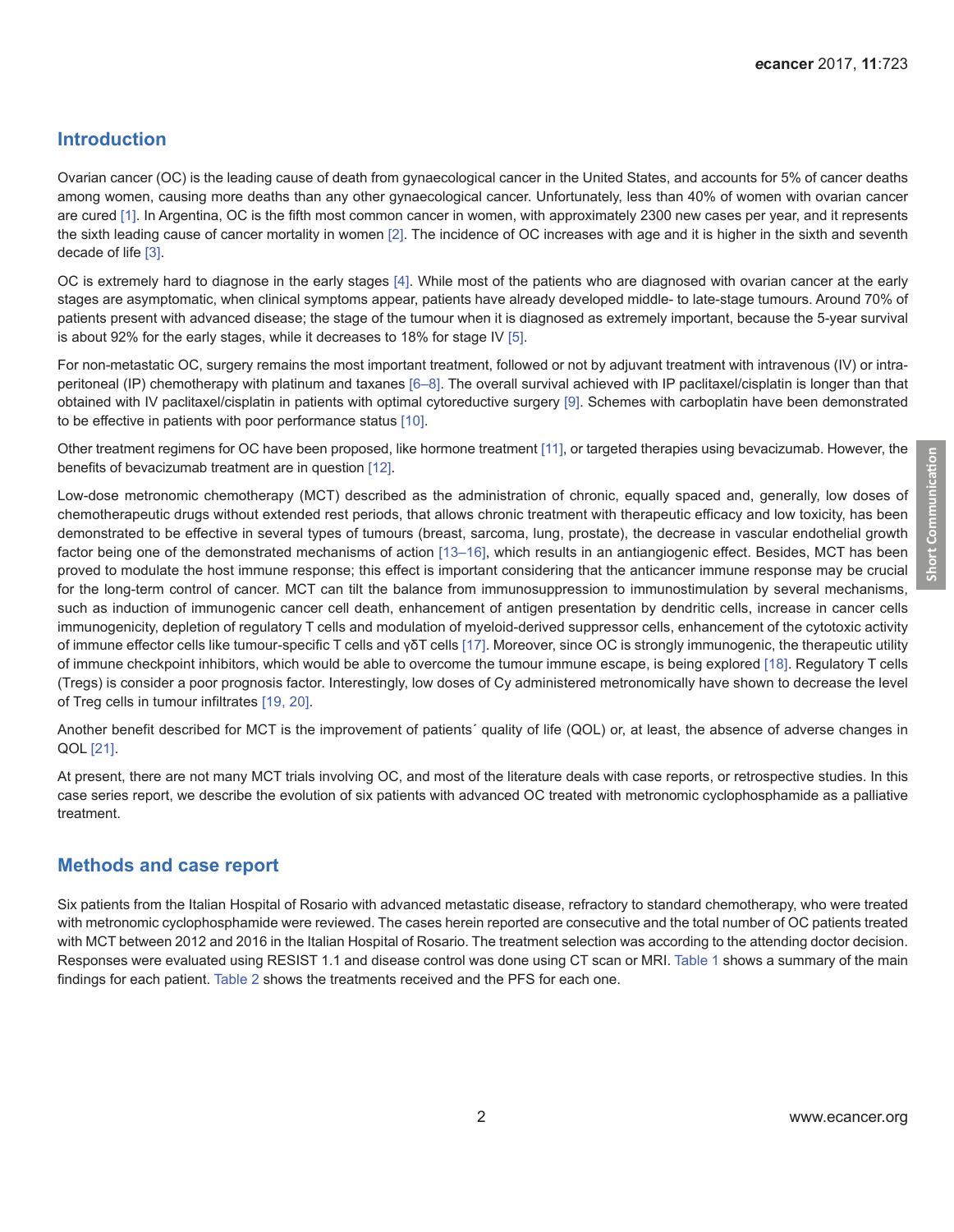## Introduction

Ovarian cancer (OC) is the leading cause of death from gynaecological cancer in the United States, and accounts for 5% of cancer deaths among women, causing more deaths than any other gynaecological cancer. Unfortunately, less than 40% of women with ovarian cancer are cured [1]. In Argentina, OC is the fifth most common cancer in women, with approximately 2300 new cases per year, and it represents the sixth leading cause of cancer mortality in women [2]. The incidence of OC increases with age and it is higher in the sixth and seventh decade of life [3].

OC is extremely hard to diagnose in the early stages [4]. While most of the patients who are diagnosed with ovarian cancer at the early stages are asymptomatic, when clinical symptoms appear, patients have already developed middle- to late-stage tumours. Around 70% of patients present with advanced disease; the stage of the tumour when it is diagnosed as extremely important, because the 5-year survival is about 92% for the early stages, while it decreases to 18% for stage IV [5].

For non-metastatic OC, surgery remains the most important treatment, followed or not by adjuvant treatment with intravenous (IV) or intraperitoneal (IP) chemotherapy with platinum and taxanes [6–8]. The overall survival achieved with IP paclitaxel/cisplatin is longer than that obtained with IV paclitaxel/cisplatin in patients with optimal cytoreductive surgery [9]. Schemes with carboplatin have been demonstrated to be effective in patients with poor performance status [10].

Other treatment regimens for OC have been proposed, like hormone treatment [11], or targeted therapies using bevacizumab. However, the benefits of bevacizumab treatment are in question [12].

Low-dose metronomic chemotherapy (MCT) described as the administration of chronic, equally spaced and, generally, low doses of chemotherapeutic drugs without extended rest periods, that allows chronic treatment with therapeutic efficacy and low toxicity, has been demonstrated to be effective in several types of tumours (breast, sarcoma, lung, prostate), the decrease in vascular endothelial growth factor being one of the demonstrated mechanisms of action [13–16], which results in an antiangiogenic effect. Besides, MCT has been proved to modulate the host immune response; this effect is important considering that the anticancer immune response may be crucial for the long-term control of cancer. MCT can tilt the balance from immunosuppression to immunostimulation by several mechanisms, such as induction of immunogenic cancer cell death, enhancement of antigen presentation by dendritic cells, increase in cancer cells immunogenicity, depletion of regulatory T cells and modulation of myeloid-derived suppressor cells, enhancement of the cytotoxic activity of immune effector cells like tumour-specific T cells and γδT cells [17]. Moreover, since OC is strongly immunogenic, the therapeutic utility of immune checkpoint inhibitors, which would be able to overcome the tumour immune escape, is being explored [18]. Regulatory T cells (Tregs) is consider a poor prognosis factor. Interestingly, low doses of Cy administered metronomically have shown to decrease the level of Treg cells in tumour infiltrates [19, 20].

Another benefit described for MCT is the improvement of patients´ quality of life (QOL) or, at least, the absence of adverse changes in QOL [21].

At present, there are not many MCT trials involving OC, and most of the literature deals with case reports, or retrospective studies. In this case series report, we describe the evolution of six patients with advanced OC treated with metronomic cyclophosphamide as a palliative treatment.

## Methods and case report

Six patients from the Italian Hospital of Rosario with advanced metastatic disease, refractory to standard chemotherapy, who were treated with metronomic cyclophosphamide were reviewed. The cases herein reported are consecutive and the total number of OC patients treated with MCT between 2012 and 2016 in the Italian Hospital of Rosario. The treatment selection was according to the attending doctor decision. Responses were evaluated using RESIST 1.1 and disease control was done using CT scan or MRI. Table 1 shows a summary of the main findings for each patient. Table 2 shows the treatments received and the PFS for each one.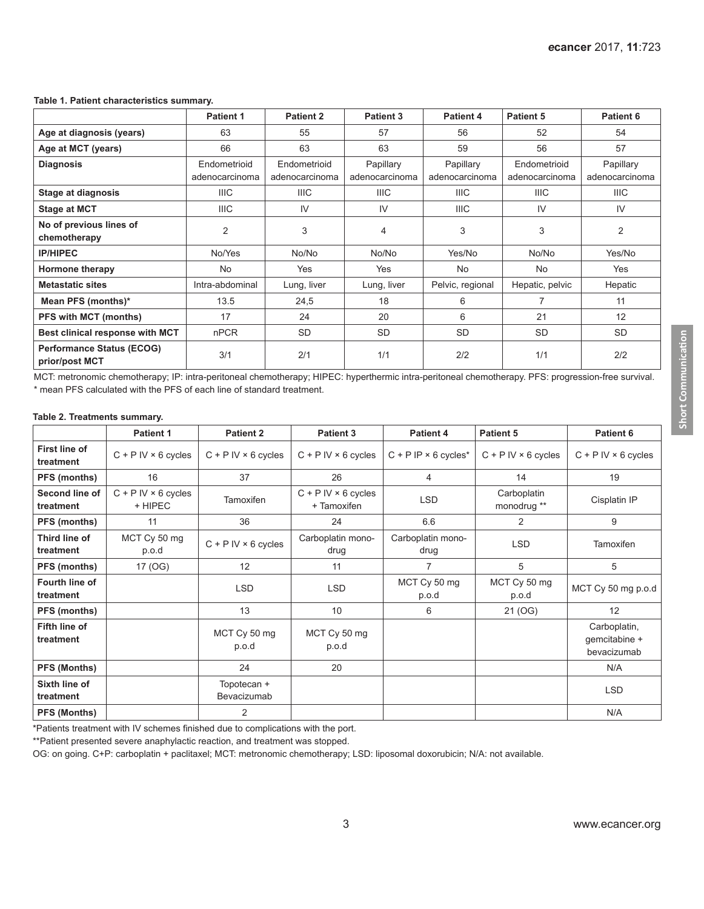**Table 1. Patient characteristics summary.**

| | Patient 1 | Patient 2 | Patient 3 | Patient 4 | Patient 5 | Patient 6 |
|---|---|---|---|---|---|---|
| **Age at diagnosis (years)** | 63 | 55 | 57 | 56 | 52 | 54 |
| **Age at MCT (years)** | 66 | 63 | 63 | 59 | 56 | 57 |
| **Diagnosis** | Endometrioid adenocarcinoma | Endometrioid adenocarcinoma | Papillary adenocarcinoma | Papillary adenocarcinoma | Endometrioid adenocarcinoma | Papillary adenocarcinoma |
| **Stage at diagnosis** | IIIC | IIIC | IIIC | IIIC | IIIC | IIIC |
| **Stage at MCT** | IIIC | IV | IV | IIIC | IV | IV |
| **No of previous lines of chemotherapy** | 2 | 3 | 4 | 3 | 3 | 2 |
| **IP/HIPEC** | No/Yes | No/No | No/No | Yes/No | No/No | Yes/No |
| **Hormone therapy** | No | Yes | Yes | No | No | Yes |
| **Metastatic sites** | Intra-abdominal | Lung, liver | Lung, liver | Pelvic, regional | Hepatic, pelvic | Hepatic |
| **Mean PFS (months)*** | 13.5 | 24,5 | 18 | 6 | 7 | 11 |
| **PFS with MCT (months)** | 17 | 24 | 20 | 6 | 21 | 12 |
| **Best clinical response with MCT** | nPCR | SD | SD | SD | SD | SD |
| **Performance Status (ECOG) prior/post MCT** | 3/1 | 2/1 | 1/1 | 2/2 | 1/1 | 2/2 |

MCT: metronomic chemotherapy; IP: intra-peritoneal chemotherapy; HIPEC: hyperthermic intra-peritoneal chemotherapy. PFS: progression-free survival.
* mean PFS calculated with the PFS of each line of standard treatment.

**Table 2. Treatments summary.**

| | Patient 1 | Patient 2 | Patient 3 | Patient 4 | Patient 5 | Patient 6 |
|---|---|---|---|---|---|---|
| **First line of treatment** | C + P IV × 6 cycles | C + P IV × 6 cycles | C + P IV × 6 cycles | C + P IP × 6 cycles* | C + P IV × 6 cycles | C + P IV × 6 cycles |
| **PFS (months)** | 16 | 37 | 26 | 4 | 14 | 19 |
| **Second line of treatment** | C + P IV × 6 cycles + HIPEC | Tamoxifen | C + P IV × 6 cycles + Tamoxifen | LSD | Carboplatin monodrug ** | Cisplatin IP |
| **PFS (months)** | 11 | 36 | 24 | 6.6 | 2 | 9 |
| **Third line of treatment** | MCT Cy 50 mg p.o.d | C + P IV × 6 cycles | Carboplatin mono-drug | Carboplatin mono-drug | LSD | Tamoxifen |
| **PFS (months)** | 17 (OG) | 12 | 11 | 7 | 5 | 5 |
| **Fourth line of treatment** | | LSD | LSD | MCT Cy 50 mg p.o.d | MCT Cy 50 mg p.o.d | MCT Cy 50 mg p.o.d |
| **PFS (months)** | | 13 | 10 | 6 | 21 (OG) | 12 |
| **Fifth line of treatment** | | MCT Cy 50 mg p.o.d | MCT Cy 50 mg p.o.d | | | Carboplatin, gemcitabine + bevacizumab |
| **PFS (Months)** | | 24 | 20 | | | N/A |
| **Sixth line of treatment** | | Topotecan + Bevacizumab | | | | LSD |
| **PFS (Months)** | | 2 | | | | N/A |

*Patients treatment with IV schemes finished due to complications with the port.

**Patient presented severe anaphylactic reaction, and treatment was stopped.

OG: on going. C+P: carboplatin + paclitaxel; MCT: metronomic chemotherapy; LSD: liposomal doxorubicin; N/A: not available.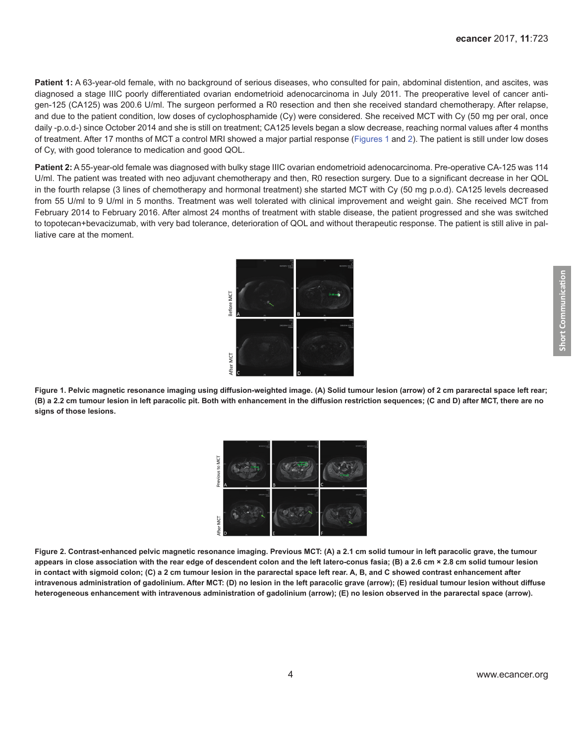**Patient 1:** A 63-year-old female, with no background of serious diseases, who consulted for pain, abdominal distention, and ascites, was diagnosed a stage IIIC poorly differentiated ovarian endometrioid adenocarcinoma in July 2011. The preoperative level of cancer antigen-125 (CA125) was 200.6 U/ml. The surgeon performed a R0 resection and then she received standard chemotherapy. After relapse, and due to the patient condition, low doses of cyclophosphamide (Cy) were considered. She received MCT with Cy (50 mg per oral, once daily -p.o.d-) since October 2014 and she is still on treatment; CA125 levels began a slow decrease, reaching normal values after 4 months of treatment. After 17 months of MCT a control MRI showed a major partial response (Figures 1 and 2). The patient is still under low doses of Cy, with good tolerance to medication and good QOL.

**Patient 2:** A 55-year-old female was diagnosed with bulky stage IIIC ovarian endometrioid adenocarcinoma. Pre-operative CA-125 was 114 U/ml. The patient was treated with neo adjuvant chemotherapy and then, R0 resection surgery. Due to a significant decrease in her QOL in the fourth relapse (3 lines of chemotherapy and hormonal treatment) she started MCT with Cy (50 mg p.o.d). CA125 levels decreased from 55 U/ml to 9 U/ml in 5 months. Treatment was well tolerated with clinical improvement and weight gain. She received MCT from February 2014 to February 2016. After almost 24 months of treatment with stable disease, the patient progressed and she was switched to topotecan+bevacizumab, with very bad tolerance, deterioration of QOL and without therapeutic response. The patient is still alive in palliative care at the moment.

**Figure 1. Pelvic magnetic resonance imaging using diffusion-weighted image. (A) Solid tumour lesion (arrow) of 2 cm pararectal space left rear; (B) a 2.2 cm tumour lesion in left paracolic pit. Both with enhancement in the diffusion restriction sequences; (C and D) after MCT, there are no signs of those lesions.**

**Figure 2. Contrast-enhanced pelvic magnetic resonance imaging. Previous MCT: (A) a 2.1 cm solid tumour in left paracolic grave, the tumour appears in close association with the rear edge of descendent colon and the left latero-conus fasia; (B) a 2.6 cm × 2.8 cm solid tumour lesion in contact with sigmoid colon; (C) a 2 cm tumour lesion in the pararectal space left rear. A, B, and C showed contrast enhancement after intravenous administration of gadolinium. After MCT: (D) no lesion in the left paracolic grave (arrow); (E) residual tumour lesion without diffuse heterogeneous enhancement with intravenous administration of gadolinium (arrow); (E) no lesion observed in the pararectal space (arrow).**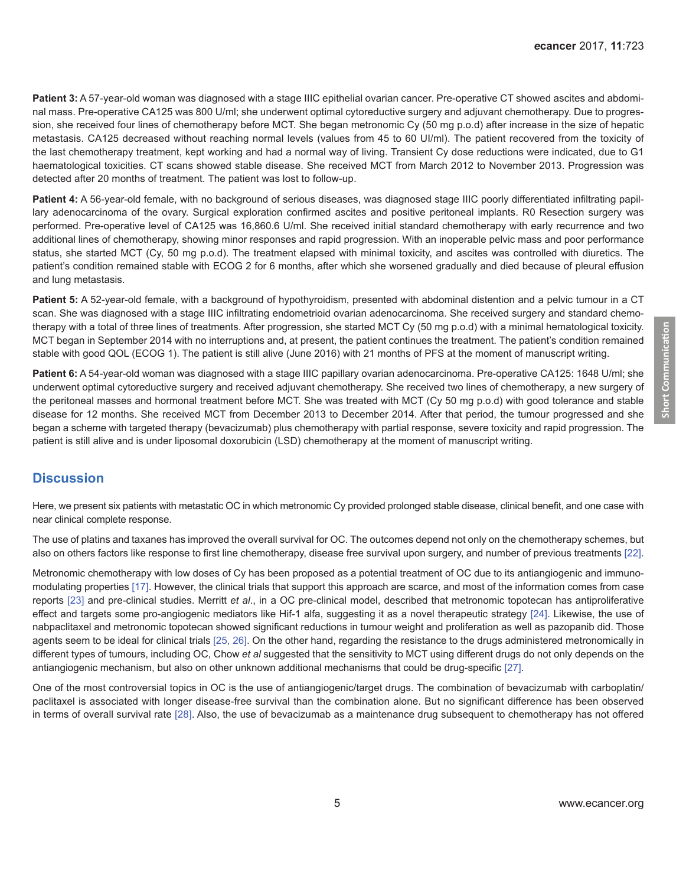**Patient 3:** A 57-year-old woman was diagnosed with a stage IIIC epithelial ovarian cancer. Pre-operative CT showed ascites and abdominal mass. Pre-operative CA125 was 800 U/ml; she underwent optimal cytoreductive surgery and adjuvant chemotherapy. Due to progression, she received four lines of chemotherapy before MCT. She began metronomic Cy (50 mg p.o.d) after increase in the size of hepatic metastasis. CA125 decreased without reaching normal levels (values from 45 to 60 UI/ml). The patient recovered from the toxicity of the last chemotherapy treatment, kept working and had a normal way of living. Transient Cy dose reductions were indicated, due to G1 haematological toxicities. CT scans showed stable disease. She received MCT from March 2012 to November 2013. Progression was detected after 20 months of treatment. The patient was lost to follow-up.

**Patient 4:** A 56-year-old female, with no background of serious diseases, was diagnosed stage IIIC poorly differentiated infiltrating papillary adenocarcinoma of the ovary. Surgical exploration confirmed ascites and positive peritoneal implants. R0 Resection surgery was performed. Pre-operative level of CA125 was 16,860.6 U/ml. She received initial standard chemotherapy with early recurrence and two additional lines of chemotherapy, showing minor responses and rapid progression. With an inoperable pelvic mass and poor performance status, she started MCT (Cy, 50 mg p.o.d). The treatment elapsed with minimal toxicity, and ascites was controlled with diuretics. The patient's condition remained stable with ECOG 2 for 6 months, after which she worsened gradually and died because of pleural effusion and lung metastasis.

**Patient 5:** A 52-year-old female, with a background of hypothyroidism, presented with abdominal distention and a pelvic tumour in a CT scan. She was diagnosed with a stage IIIC infiltrating endometrioid ovarian adenocarcinoma. She received surgery and standard chemotherapy with a total of three lines of treatments. After progression, she started MCT Cy (50 mg p.o.d) with a minimal hematological toxicity. MCT began in September 2014 with no interruptions and, at present, the patient continues the treatment. The patient's condition remained stable with good QOL (ECOG 1). The patient is still alive (June 2016) with 21 months of PFS at the moment of manuscript writing.

**Patient 6:** A 54-year-old woman was diagnosed with a stage IIIC papillary ovarian adenocarcinoma. Pre-operative CA125: 1648 U/ml; she underwent optimal cytoreductive surgery and received adjuvant chemotherapy. She received two lines of chemotherapy, a new surgery of the peritoneal masses and hormonal treatment before MCT. She was treated with MCT (Cy 50 mg p.o.d) with good tolerance and stable disease for 12 months. She received MCT from December 2013 to December 2014. After that period, the tumour progressed and she began a scheme with targeted therapy (bevacizumab) plus chemotherapy with partial response, severe toxicity and rapid progression. The patient is still alive and is under liposomal doxorubicin (LSD) chemotherapy at the moment of manuscript writing.

## Discussion

Here, we present six patients with metastatic OC in which metronomic Cy provided prolonged stable disease, clinical benefit, and one case with near clinical complete response.

The use of platins and taxanes has improved the overall survival for OC. The outcomes depend not only on the chemotherapy schemes, but also on others factors like response to first line chemotherapy, disease free survival upon surgery, and number of previous treatments [22].

Metronomic chemotherapy with low doses of Cy has been proposed as a potential treatment of OC due to its antiangiogenic and immunomodulating properties [17]. However, the clinical trials that support this approach are scarce, and most of the information comes from case reports [23] and pre-clinical studies. Merritt *et al.*, in a OC pre-clinical model, described that metronomic topotecan has antiproliferative effect and targets some pro-angiogenic mediators like Hif-1 alfa, suggesting it as a novel therapeutic strategy [24]. Likewise, the use of nabpaclitaxel and metronomic topotecan showed significant reductions in tumour weight and proliferation as well as pazopanib did. Those agents seem to be ideal for clinical trials [25, 26]. On the other hand, regarding the resistance to the drugs administered metronomically in different types of tumours, including OC, Chow *et al* suggested that the sensitivity to MCT using different drugs do not only depends on the antiangiogenic mechanism, but also on other unknown additional mechanisms that could be drug-specific [27].

One of the most controversial topics in OC is the use of antiangiogenic/target drugs. The combination of bevacizumab with carboplatin/paclitaxel is associated with longer disease-free survival than the combination alone. But no significant difference has been observed in terms of overall survival rate [28]. Also, the use of bevacizumab as a maintenance drug subsequent to chemotherapy has not offered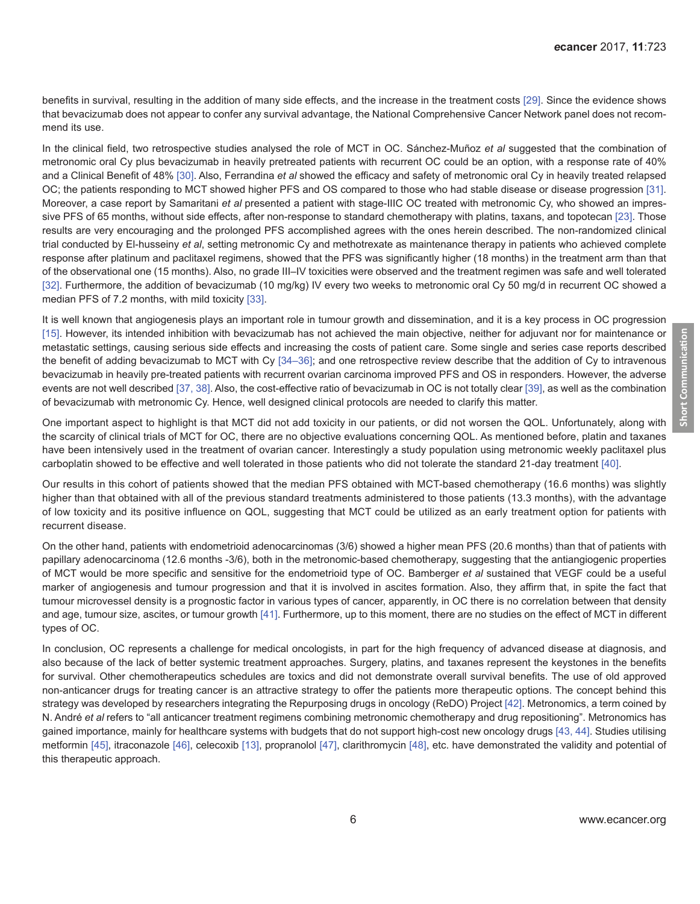benefits in survival, resulting in the addition of many side effects, and the increase in the treatment costs [29]. Since the evidence shows that bevacizumab does not appear to confer any survival advantage, the National Comprehensive Cancer Network panel does not recommend its use.

In the clinical field, two retrospective studies analysed the role of MCT in OC. Sánchez-Muñoz *et al* suggested that the combination of metronomic oral Cy plus bevacizumab in heavily pretreated patients with recurrent OC could be an option, with a response rate of 40% and a Clinical Benefit of 48% [30]. Also, Ferrandina *et al* showed the efficacy and safety of metronomic oral Cy in heavily treated relapsed OC; the patients responding to MCT showed higher PFS and OS compared to those who had stable disease or disease progression [31]. Moreover, a case report by Samaritani *et al* presented a patient with stage-IIIC OC treated with metronomic Cy, who showed an impressive PFS of 65 months, without side effects, after non-response to standard chemotherapy with platins, taxans, and topotecan [23]. Those results are very encouraging and the prolonged PFS accomplished agrees with the ones herein described. The non-randomized clinical trial conducted by El-husseiny *et al*, setting metronomic Cy and methotrexate as maintenance therapy in patients who achieved complete response after platinum and paclitaxel regimens, showed that the PFS was significantly higher (18 months) in the treatment arm than that of the observational one (15 months). Also, no grade III–IV toxicities were observed and the treatment regimen was safe and well tolerated [32]. Furthermore, the addition of bevacizumab (10 mg/kg) IV every two weeks to metronomic oral Cy 50 mg/d in recurrent OC showed a median PFS of 7.2 months, with mild toxicity [33].

It is well known that angiogenesis plays an important role in tumour growth and dissemination, and it is a key process in OC progression [15]. However, its intended inhibition with bevacizumab has not achieved the main objective, neither for adjuvant nor for maintenance or metastatic settings, causing serious side effects and increasing the costs of patient care. Some single and series case reports described the benefit of adding bevacizumab to MCT with Cy [34–36]; and one retrospective review describe that the addition of Cy to intravenous bevacizumab in heavily pre-treated patients with recurrent ovarian carcinoma improved PFS and OS in responders. However, the adverse events are not well described [37, 38]. Also, the cost-effective ratio of bevacizumab in OC is not totally clear [39], as well as the combination of bevacizumab with metronomic Cy. Hence, well designed clinical protocols are needed to clarify this matter.

One important aspect to highlight is that MCT did not add toxicity in our patients, or did not worsen the QOL. Unfortunately, along with the scarcity of clinical trials of MCT for OC, there are no objective evaluations concerning QOL. As mentioned before, platin and taxanes have been intensively used in the treatment of ovarian cancer. Interestingly a study population using metronomic weekly paclitaxel plus carboplatin showed to be effective and well tolerated in those patients who did not tolerate the standard 21-day treatment [40].

Our results in this cohort of patients showed that the median PFS obtained with MCT-based chemotherapy (16.6 months) was slightly higher than that obtained with all of the previous standard treatments administered to those patients (13.3 months), with the advantage of low toxicity and its positive influence on QOL, suggesting that MCT could be utilized as an early treatment option for patients with recurrent disease.

On the other hand, patients with endometrioid adenocarcinomas (3/6) showed a higher mean PFS (20.6 months) than that of patients with papillary adenocarcinoma (12.6 months -3/6), both in the metronomic-based chemotherapy, suggesting that the antiangiogenic properties of MCT would be more specific and sensitive for the endometrioid type of OC. Bamberger *et al* sustained that VEGF could be a useful marker of angiogenesis and tumour progression and that it is involved in ascites formation. Also, they affirm that, in spite the fact that tumour microvessel density is a prognostic factor in various types of cancer, apparently, in OC there is no correlation between that density and age, tumour size, ascites, or tumour growth [41]. Furthermore, up to this moment, there are no studies on the effect of MCT in different types of OC.

In conclusion, OC represents a challenge for medical oncologists, in part for the high frequency of advanced disease at diagnosis, and also because of the lack of better systemic treatment approaches. Surgery, platins, and taxanes represent the keystones in the benefits for survival. Other chemotherapeutics schedules are toxics and did not demonstrate overall survival benefits. The use of old approved non-anticancer drugs for treating cancer is an attractive strategy to offer the patients more therapeutic options. The concept behind this strategy was developed by researchers integrating the Repurposing drugs in oncology (ReDO) Project [42]. Metronomics, a term coined by N. André *et al* refers to "all anticancer treatment regimens combining metronomic chemotherapy and drug repositioning". Metronomics has gained importance, mainly for healthcare systems with budgets that do not support high-cost new oncology drugs [43, 44]. Studies utilising metformin [45], itraconazole [46], celecoxib [13], propranolol [47], clarithromycin [48], etc. have demonstrated the validity and potential of this therapeutic approach.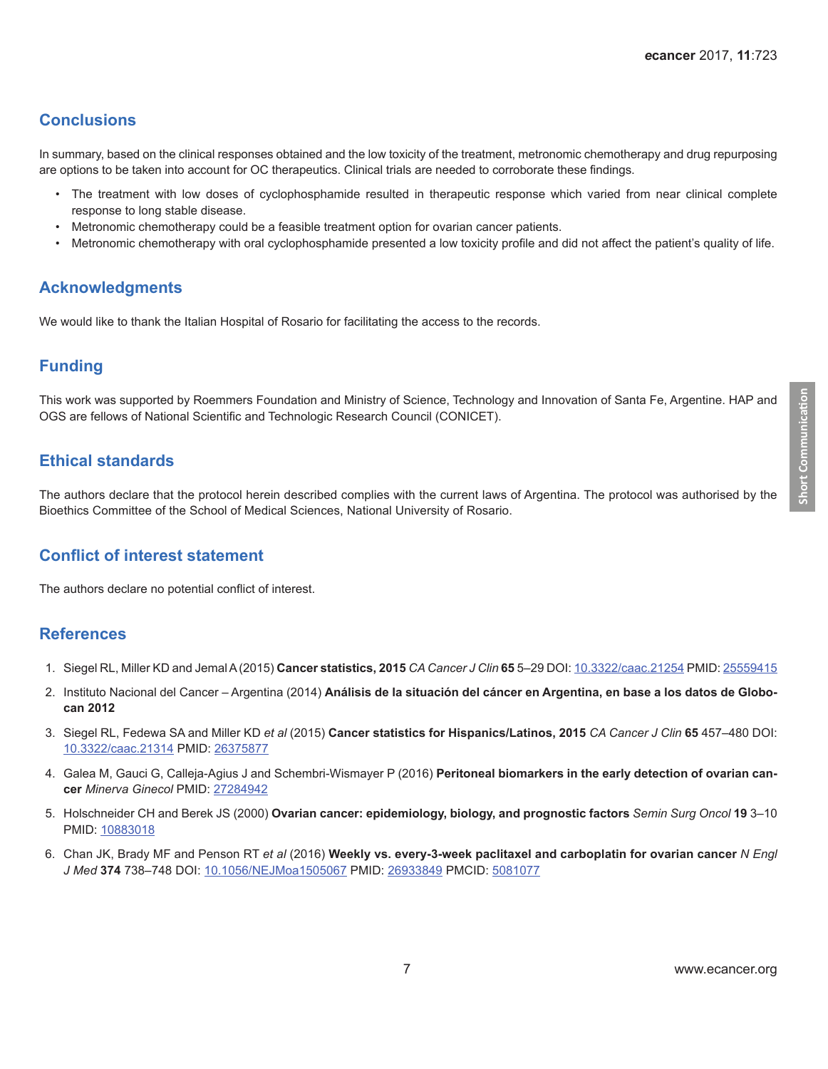## Conclusions

In summary, based on the clinical responses obtained and the low toxicity of the treatment, metronomic chemotherapy and drug repurposing are options to be taken into account for OC therapeutics. Clinical trials are needed to corroborate these findings.

- The treatment with low doses of cyclophosphamide resulted in therapeutic response which varied from near clinical complete response to long stable disease.
- Metronomic chemotherapy could be a feasible treatment option for ovarian cancer patients.
- Metronomic chemotherapy with oral cyclophosphamide presented a low toxicity profile and did not affect the patient's quality of life.

## Acknowledgments

We would like to thank the Italian Hospital of Rosario for facilitating the access to the records.

## Funding

This work was supported by Roemmers Foundation and Ministry of Science, Technology and Innovation of Santa Fe, Argentine. HAP and OGS are fellows of National Scientific and Technologic Research Council (CONICET).

## Ethical standards

The authors declare that the protocol herein described complies with the current laws of Argentina. The protocol was authorised by the Bioethics Committee of the School of Medical Sciences, National University of Rosario.

## Conflict of interest statement

The authors declare no potential conflict of interest.

## References

1. Siegel RL, Miller KD and Jemal A (2015) **Cancer statistics, 2015** *CA Cancer J Clin* **65** 5–29 DOI: 10.3322/caac.21254 PMID: 25559415
2. Instituto Nacional del Cancer – Argentina (2014) **Análisis de la situación del cáncer en Argentina, en base a los datos de Globocan 2012**
3. Siegel RL, Fedewa SA and Miller KD *et al* (2015) **Cancer statistics for Hispanics/Latinos, 2015** *CA Cancer J Clin* **65** 457–480 DOI: 10.3322/caac.21314 PMID: 26375877
4. Galea M, Gauci G, Calleja-Agius J and Schembri-Wismayer P (2016) **Peritoneal biomarkers in the early detection of ovarian cancer** *Minerva Ginecol* PMID: 27284942
5. Holschneider CH and Berek JS (2000) **Ovarian cancer: epidemiology, biology, and prognostic factors** *Semin Surg Oncol* **19** 3–10 PMID: 10883018
6. Chan JK, Brady MF and Penson RT *et al* (2016) **Weekly vs. every-3-week paclitaxel and carboplatin for ovarian cancer** *N Engl J Med* **374** 738–748 DOI: 10.1056/NEJMoa1505067 PMID: 26933849 PMCID: 5081077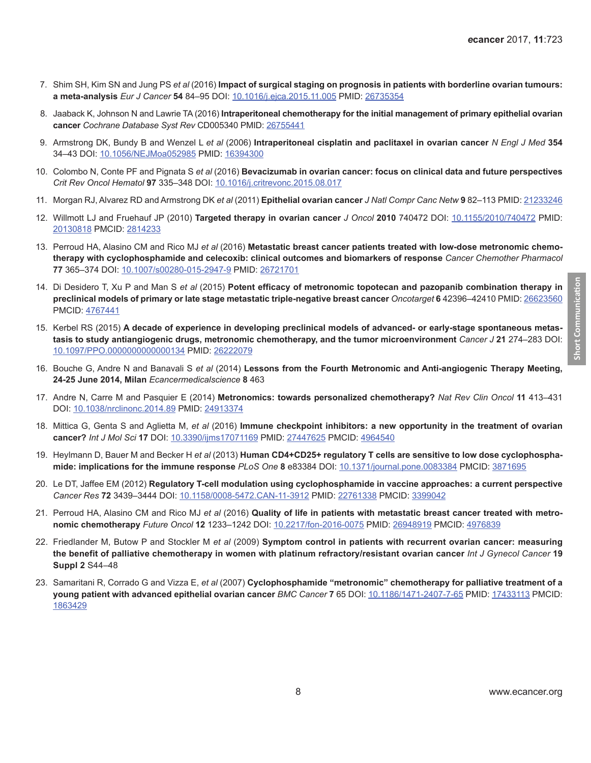7. Shim SH, Kim SN and Jung PS *et al* (2016) **Impact of surgical staging on prognosis in patients with borderline ovarian tumours: a meta-analysis** *Eur J Cancer* **54** 84–95 DOI: 10.1016/j.ejca.2015.11.005 PMID: 26735354

8. Jaaback K, Johnson N and Lawrie TA (2016) **Intraperitoneal chemotherapy for the initial management of primary epithelial ovarian cancer** *Cochrane Database Syst Rev* CD005340 PMID: 26755441

9. Armstrong DK, Bundy B and Wenzel L *et al* (2006) **Intraperitoneal cisplatin and paclitaxel in ovarian cancer** *N Engl J Med* **354** 34–43 DOI: 10.1056/NEJMoa052985 PMID: 16394300

10. Colombo N, Conte PF and Pignata S *et al* (2016) **Bevacizumab in ovarian cancer: focus on clinical data and future perspectives** *Crit Rev Oncol Hematol* **97** 335–348 DOI: 10.1016/j.critrevonc.2015.08.017

11. Morgan RJ, Alvarez RD and Armstrong DK *et al* (2011) **Epithelial ovarian cancer** *J Natl Compr Canc Netw* **9** 82–113 PMID: 21233246

12. Willmott LJ and Fruehauf JP (2010) **Targeted therapy in ovarian cancer** *J Oncol* **2010** 740472 DOI: 10.1155/2010/740472 PMID: 20130818 PMCID: 2814233

13. Perroud HA, Alasino CM and Rico MJ *et al* (2016) **Metastatic breast cancer patients treated with low-dose metronomic chemotherapy with cyclophosphamide and celecoxib: clinical outcomes and biomarkers of response** *Cancer Chemother Pharmacol* **77** 365–374 DOI: 10.1007/s00280-015-2947-9 PMID: 26721701

14. Di Desidero T, Xu P and Man S *et al* (2015) **Potent efficacy of metronomic topotecan and pazopanib combination therapy in preclinical models of primary or late stage metastatic triple-negative breast cancer** *Oncotarget* **6** 42396–42410 PMID: 26623560 PMCID: 4767441

15. Kerbel RS (2015) **A decade of experience in developing preclinical models of advanced- or early-stage spontaneous metastasis to study antiangiogenic drugs, metronomic chemotherapy, and the tumor microenvironment** *Cancer J* **21** 274–283 DOI: 10.1097/PPO.0000000000000134 PMID: 26222079

16. Bouche G, Andre N and Banavali S *et al* (2014) **Lessons from the Fourth Metronomic and Anti-angiogenic Therapy Meeting, 24-25 June 2014, Milan** *Ecancermedicalscience* **8** 463

17. Andre N, Carre M and Pasquier E (2014) **Metronomics: towards personalized chemotherapy?** *Nat Rev Clin Oncol* **11** 413–431 DOI: 10.1038/nrclinonc.2014.89 PMID: 24913374

18. Mittica G, Genta S and Aglietta M, *et al* (2016) **Immune checkpoint inhibitors: a new opportunity in the treatment of ovarian cancer?** *Int J Mol Sci* **17** DOI: 10.3390/ijms17071169 PMID: 27447625 PMCID: 4964540

19. Heylmann D, Bauer M and Becker H *et al* (2013) **Human CD4+CD25+ regulatory T cells are sensitive to low dose cyclophosphamide: implications for the immune response** *PLoS One* **8** e83384 DOI: 10.1371/journal.pone.0083384 PMCID: 3871695

20. Le DT, Jaffee EM (2012) **Regulatory T-cell modulation using cyclophosphamide in vaccine approaches: a current perspective** *Cancer Res* **72** 3439–3444 DOI: 10.1158/0008-5472.CAN-11-3912 PMID: 22761338 PMCID: 3399042

21. Perroud HA, Alasino CM and Rico MJ *et al* (2016) **Quality of life in patients with metastatic breast cancer treated with metronomic chemotherapy** *Future Oncol* **12** 1233–1242 DOI: 10.2217/fon-2016-0075 PMID: 26948919 PMCID: 4976839

22. Friedlander M, Butow P and Stockler M *et al* (2009) **Symptom control in patients with recurrent ovarian cancer: measuring the benefit of palliative chemotherapy in women with platinum refractory/resistant ovarian cancer** *Int J Gynecol Cancer* **19 Suppl 2** S44–48

23. Samaritani R, Corrado G and Vizza E, *et al* (2007) **Cyclophosphamide "metronomic" chemotherapy for palliative treatment of a young patient with advanced epithelial ovarian cancer** *BMC Cancer* **7** 65 DOI: 10.1186/1471-2407-7-65 PMID: 17433113 PMCID: 1863429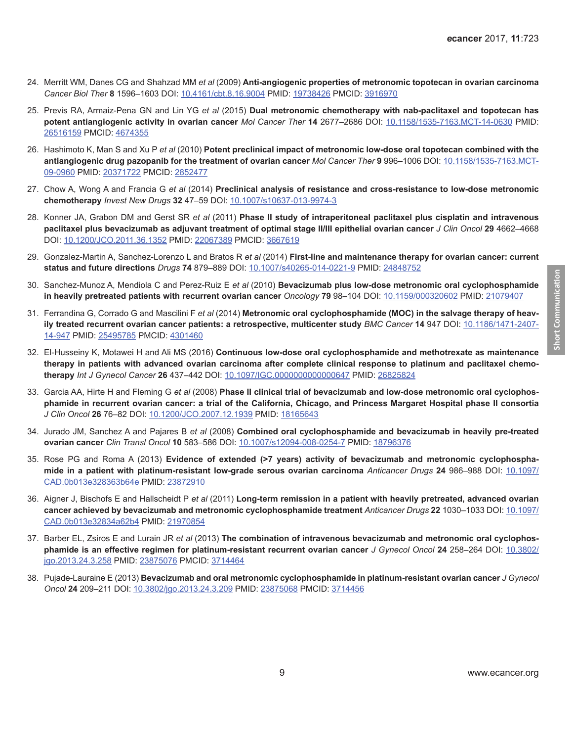24. Merritt WM, Danes CG and Shahzad MM *et al* (2009) **Anti-angiogenic properties of metronomic topotecan in ovarian carcinoma** *Cancer Biol Ther* **8** 1596–1603 DOI: 10.4161/cbt.8.16.9004 PMID: 19738426 PMCID: 3916970

25. Previs RA, Armaiz-Pena GN and Lin YG *et al* (2015) **Dual metronomic chemotherapy with nab-paclitaxel and topotecan has potent antiangiogenic activity in ovarian cancer** *Mol Cancer Ther* **14** 2677–2686 DOI: 10.1158/1535-7163.MCT-14-0630 PMID: 26516159 PMCID: 4674355

26. Hashimoto K, Man S and Xu P *et al* (2010) **Potent preclinical impact of metronomic low-dose oral topotecan combined with the antiangiogenic drug pazopanib for the treatment of ovarian cancer** *Mol Cancer Ther* **9** 996–1006 DOI: 10.1158/1535-7163.MCT-09-0960 PMID: 20371722 PMCID: 2852477

27. Chow A, Wong A and Francia G *et al* (2014) **Preclinical analysis of resistance and cross-resistance to low-dose metronomic chemotherapy** *Invest New Drugs* **32** 47–59 DOI: 10.1007/s10637-013-9974-3

28. Konner JA, Grabon DM and Gerst SR *et al* (2011) **Phase II study of intraperitoneal paclitaxel plus cisplatin and intravenous paclitaxel plus bevacizumab as adjuvant treatment of optimal stage II/III epithelial ovarian cancer** *J Clin Oncol* **29** 4662–4668 DOI: 10.1200/JCO.2011.36.1352 PMID: 22067389 PMCID: 3667619

29. Gonzalez-Martin A, Sanchez-Lorenzo L and Bratos R *et al* (2014) **First-line and maintenance therapy for ovarian cancer: current status and future directions** *Drugs* **74** 879–889 DOI: 10.1007/s40265-014-0221-9 PMID: 24848752

30. Sanchez-Munoz A, Mendiola C and Perez-Ruiz E *et al* (2010) **Bevacizumab plus low-dose metronomic oral cyclophosphamide in heavily pretreated patients with recurrent ovarian cancer** *Oncology* **79** 98–104 DOI: 10.1159/000320602 PMID: 21079407

31. Ferrandina G, Corrado G and Mascilini F *et al* (2014) **Metronomic oral cyclophosphamide (MOC) in the salvage therapy of heavily treated recurrent ovarian cancer patients: a retrospective, multicenter study** *BMC Cancer* **14** 947 DOI: 10.1186/1471-2407-14-947 PMID: 25495785 PMCID: 4301460

32. El-Husseiny K, Motawei H and Ali MS (2016) **Continuous low-dose oral cyclophosphamide and methotrexate as maintenance therapy in patients with advanced ovarian carcinoma after complete clinical response to platinum and paclitaxel chemotherapy** *Int J Gynecol Cancer* **26** 437–442 DOI: 10.1097/IGC.0000000000000647 PMID: 26825824

33. Garcia AA, Hirte H and Fleming G *et al* (2008) **Phase II clinical trial of bevacizumab and low-dose metronomic oral cyclophosphamide in recurrent ovarian cancer: a trial of the California, Chicago, and Princess Margaret Hospital phase II consortia** *J Clin Oncol* **26** 76–82 DOI: 10.1200/JCO.2007.12.1939 PMID: 18165643

34. Jurado JM, Sanchez A and Pajares B *et al* (2008) **Combined oral cyclophosphamide and bevacizumab in heavily pre-treated ovarian cancer** *Clin Transl Oncol* **10** 583–586 DOI: 10.1007/s12094-008-0254-7 PMID: 18796376

35. Rose PG and Roma A (2013) **Evidence of extended (>7 years) activity of bevacizumab and metronomic cyclophosphamide in a patient with platinum-resistant low-grade serous ovarian carcinoma** *Anticancer Drugs* **24** 986–988 DOI: 10.1097/CAD.0b013e328363b64e PMID: 23872910

36. Aigner J, Bischofs E and Hallscheidt P *et al* (2011) **Long-term remission in a patient with heavily pretreated, advanced ovarian cancer achieved by bevacizumab and metronomic cyclophosphamide treatment** *Anticancer Drugs* **22** 1030–1033 DOI: 10.1097/CAD.0b013e32834a62b4 PMID: 21970854

37. Barber EL, Zsiros E and Lurain JR *et al* (2013) **The combination of intravenous bevacizumab and metronomic oral cyclophosphamide is an effective regimen for platinum-resistant recurrent ovarian cancer** *J Gynecol Oncol* **24** 258–264 DOI: 10.3802/jgo.2013.24.3.258 PMID: 23875076 PMCID: 3714464

38. Pujade-Lauraine E (2013) **Bevacizumab and oral metronomic cyclophosphamide in platinum-resistant ovarian cancer** *J Gynecol Oncol* **24** 209–211 DOI: 10.3802/jgo.2013.24.3.209 PMID: 23875068 PMCID: 3714456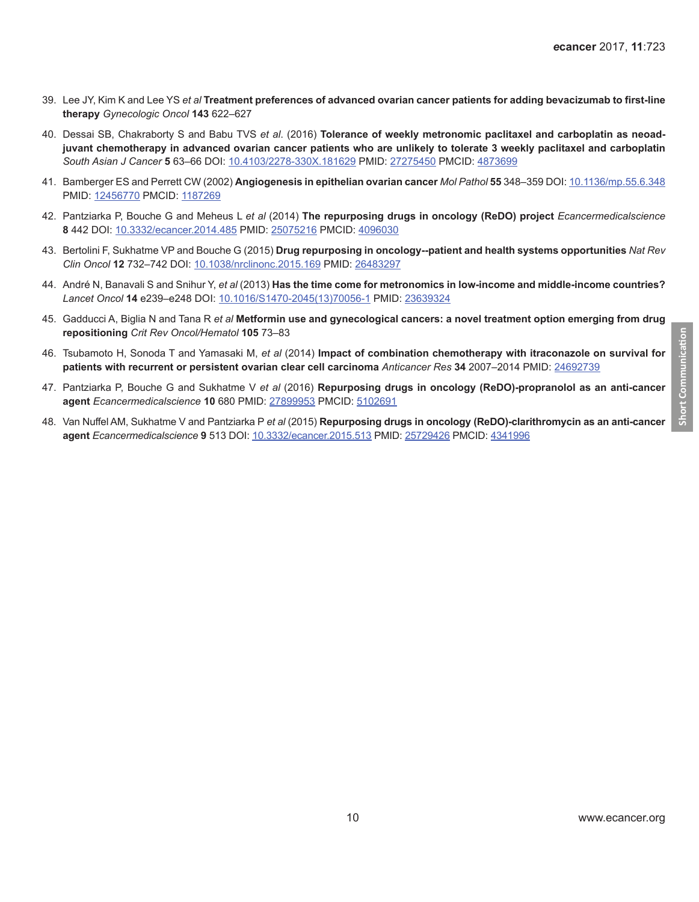39. Lee JY, Kim K and Lee YS *et al* **Treatment preferences of advanced ovarian cancer patients for adding bevacizumab to first-line therapy** *Gynecologic Oncol* **143** 622–627

40. Dessai SB, Chakraborty S and Babu TVS *et al*. (2016) **Tolerance of weekly metronomic paclitaxel and carboplatin as neoadjuvant chemotherapy in advanced ovarian cancer patients who are unlikely to tolerate 3 weekly paclitaxel and carboplatin** *South Asian J Cancer* **5** 63–66 DOI: 10.4103/2278-330X.181629 PMID: 27275450 PMCID: 4873699

41. Bamberger ES and Perrett CW (2002) **Angiogenesis in epithelian ovarian cancer** *Mol Pathol* **55** 348–359 DOI: 10.1136/mp.55.6.348 PMID: 12456770 PMCID: 1187269

42. Pantziarka P, Bouche G and Meheus L *et al* (2014) **The repurposing drugs in oncology (ReDO) project** *Ecancermedicalscience* **8** 442 DOI: 10.3332/ecancer.2014.485 PMID: 25075216 PMCID: 4096030

43. Bertolini F, Sukhatme VP and Bouche G (2015) **Drug repurposing in oncology--patient and health systems opportunities** *Nat Rev Clin Oncol* **12** 732–742 DOI: 10.1038/nrclinonc.2015.169 PMID: 26483297

44. André N, Banavali S and Snihur Y, *et al* (2013) **Has the time come for metronomics in low-income and middle-income countries?** *Lancet Oncol* **14** e239–e248 DOI: 10.1016/S1470-2045(13)70056-1 PMID: 23639324

45. Gadducci A, Biglia N and Tana R *et al* **Metformin use and gynecological cancers: a novel treatment option emerging from drug repositioning** *Crit Rev Oncol/Hematol* **105** 73–83

46. Tsubamoto H, Sonoda T and Yamasaki M, *et al* (2014) **Impact of combination chemotherapy with itraconazole on survival for patients with recurrent or persistent ovarian clear cell carcinoma** *Anticancer Res* **34** 2007–2014 PMID: 24692739

47. Pantziarka P, Bouche G and Sukhatme V *et al* (2016) **Repurposing drugs in oncology (ReDO)-propranolol as an anti-cancer agent** *Ecancermedicalscience* **10** 680 PMID: 27899953 PMCID: 5102691

48. Van Nuffel AM, Sukhatme V and Pantziarka P *et al* (2015) **Repurposing drugs in oncology (ReDO)-clarithromycin as an anti-cancer agent** *Ecancermedicalscience* **9** 513 DOI: 10.3332/ecancer.2015.513 PMID: 25729426 PMCID: 4341996